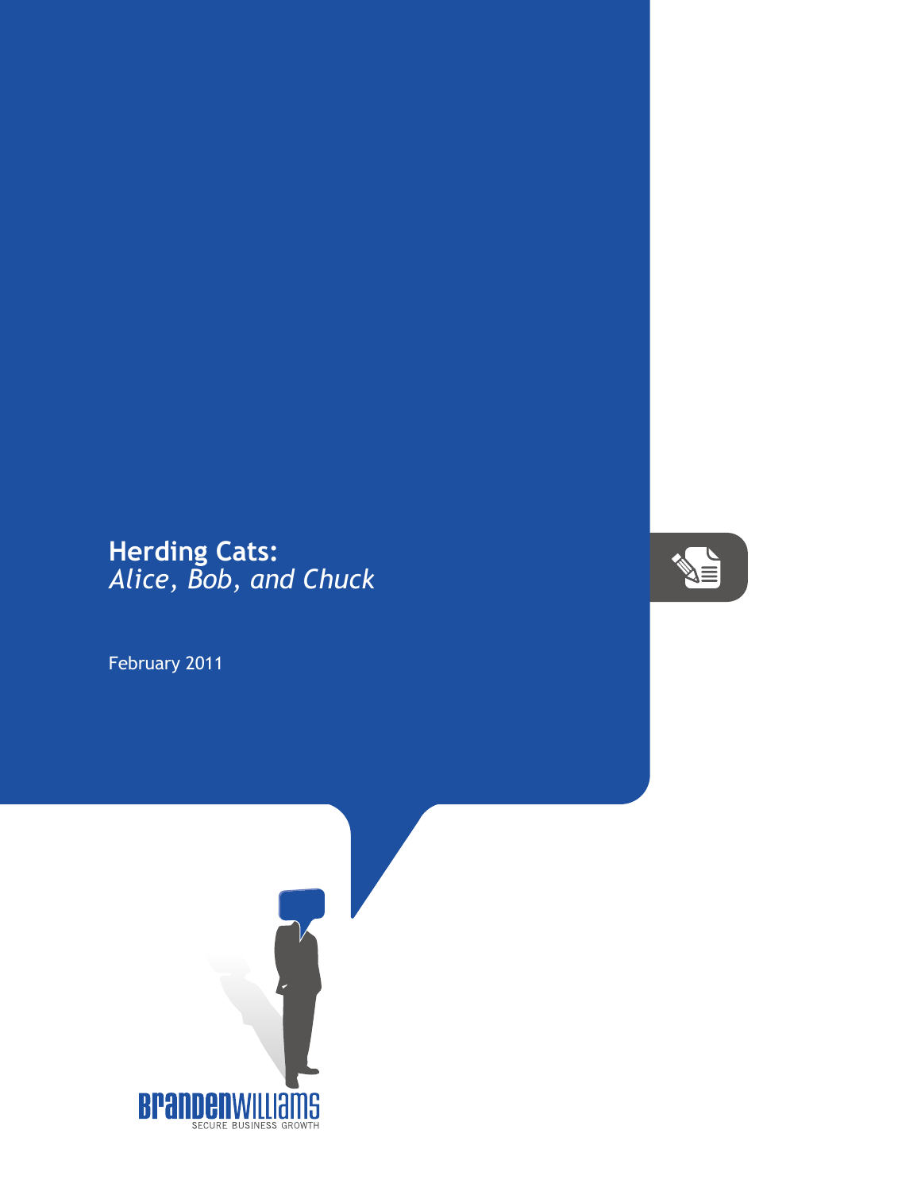# Herding Cats:
*Alice, Bob, and Chuck*

February 2011

BRANDENWILLIAMS
SECURE BUSINESS GROWTH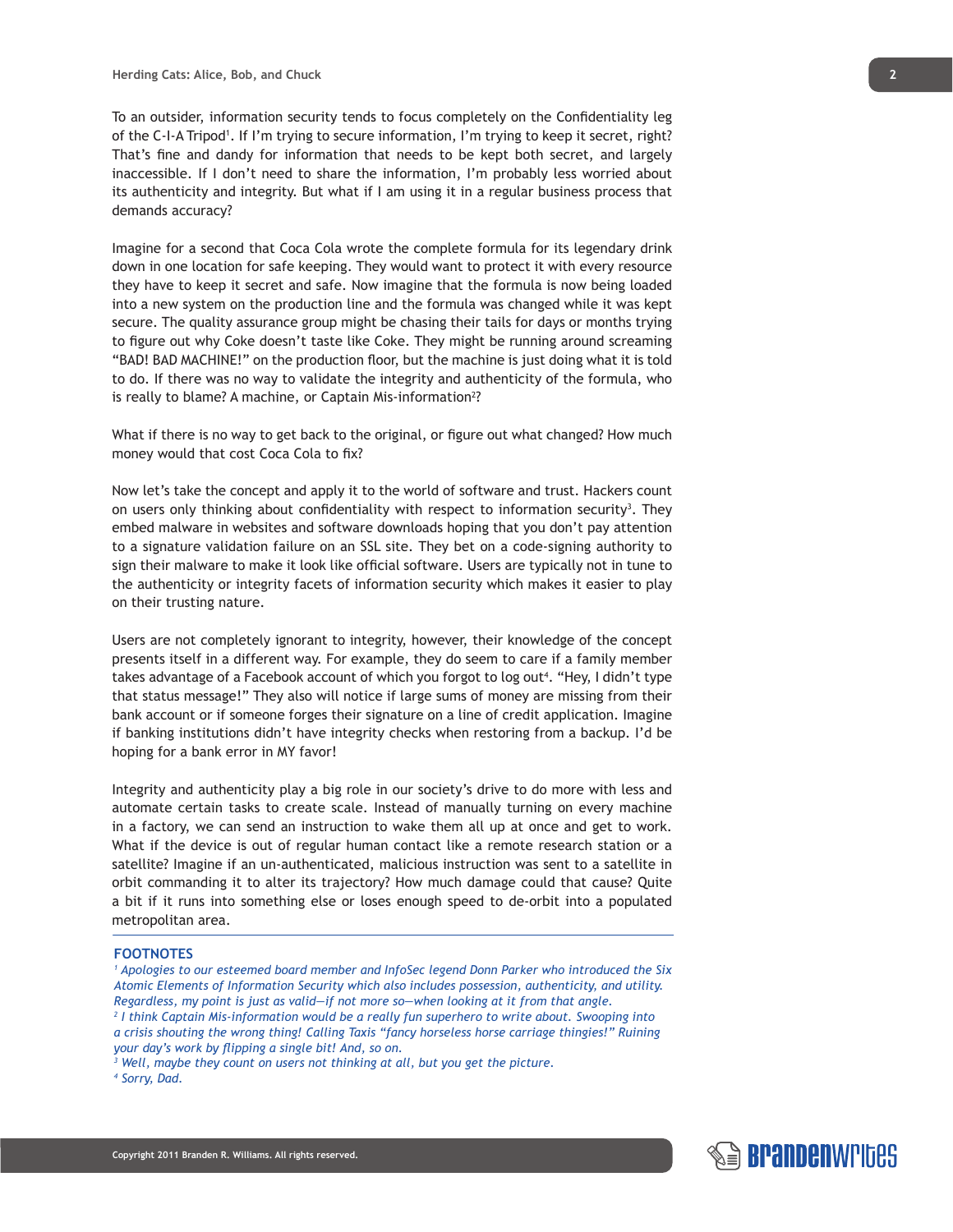To an outsider, information security tends to focus completely on the Confidentiality leg of the C-I-A Tripod[1]. If I'm trying to secure information, I'm trying to keep it secret, right? That's fine and dandy for information that needs to be kept both secret, and largely inaccessible. If I don't need to share the information, I'm probably less worried about its authenticity and integrity. But what if I am using it in a regular business process that demands accuracy?

Imagine for a second that Coca Cola wrote the complete formula for its legendary drink down in one location for safe keeping. They would want to protect it with every resource they have to keep it secret and safe. Now imagine that the formula is now being loaded into a new system on the production line and the formula was changed while it was kept secure. The quality assurance group might be chasing their tails for days or months trying to figure out why Coke doesn't taste like Coke. They might be running around screaming "BAD! BAD MACHINE!" on the production floor, but the machine is just doing what it is told to do. If there was no way to validate the integrity and authenticity of the formula, who is really to blame? A machine, or Captain Mis-information[2]?

What if there is no way to get back to the original, or figure out what changed? How much money would that cost Coca Cola to fix?

Now let's take the concept and apply it to the world of software and trust. Hackers count on users only thinking about confidentiality with respect to information security[3]. They embed malware in websites and software downloads hoping that you don't pay attention to a signature validation failure on an SSL site. They bet on a code-signing authority to sign their malware to make it look like official software. Users are typically not in tune to the authenticity or integrity facets of information security which makes it easier to play on their trusting nature.

Users are not completely ignorant to integrity, however, their knowledge of the concept presents itself in a different way. For example, they do seem to care if a family member takes advantage of a Facebook account of which you forgot to log out[4]. "Hey, I didn't type that status message!" They also will notice if large sums of money are missing from their bank account or if someone forges their signature on a line of credit application. Imagine if banking institutions didn't have integrity checks when restoring from a backup. I'd be hoping for a bank error in MY favor!

Integrity and authenticity play a big role in our society's drive to do more with less and automate certain tasks to create scale. Instead of manually turning on every machine in a factory, we can send an instruction to wake them all up at once and get to work. What if the device is out of regular human contact like a remote research station or a satellite? Imagine if an un-authenticated, malicious instruction was sent to a satellite in orbit commanding it to alter its trajectory? How much damage could that cause? Quite a bit if it runs into something else or loses enough speed to de-orbit into a populated metropolitan area.

---

**FOOTNOTES**

*[1] Apologies to our esteemed board member and InfoSec legend Donn Parker who introduced the Six Atomic Elements of Information Security which also includes possession, authenticity, and utility. Regardless, my point is just as valid—if not more so—when looking at it from that angle.*

*[2] I think Captain Mis-information would be a really fun superhero to write about. Swooping into a crisis shouting the wrong thing! Calling Taxis "fancy horseless horse carriage thingies!" Ruining your day's work by flipping a single bit! And, so on.*

*[3] Well, maybe they count on users not thinking at all, but you get the picture.*

*[4] Sorry, Dad.*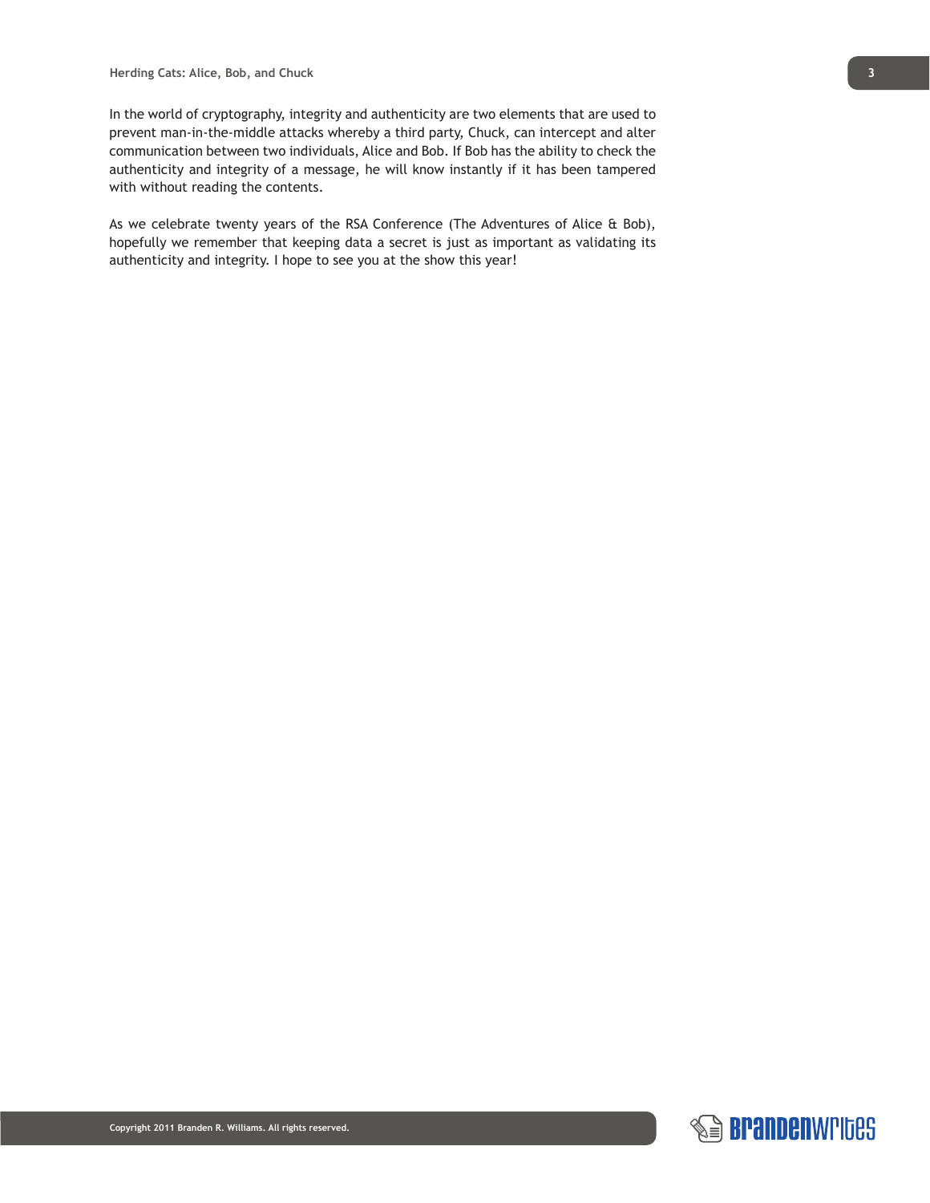In the world of cryptography, integrity and authenticity are two elements that are used to prevent man-in-the-middle attacks whereby a third party, Chuck, can intercept and alter communication between two individuals, Alice and Bob. If Bob has the ability to check the authenticity and integrity of a message, he will know instantly if it has been tampered with without reading the contents.

As we celebrate twenty years of the RSA Conference (The Adventures of Alice & Bob), hopefully we remember that keeping data a secret is just as important as validating its authenticity and integrity. I hope to see you at the show this year!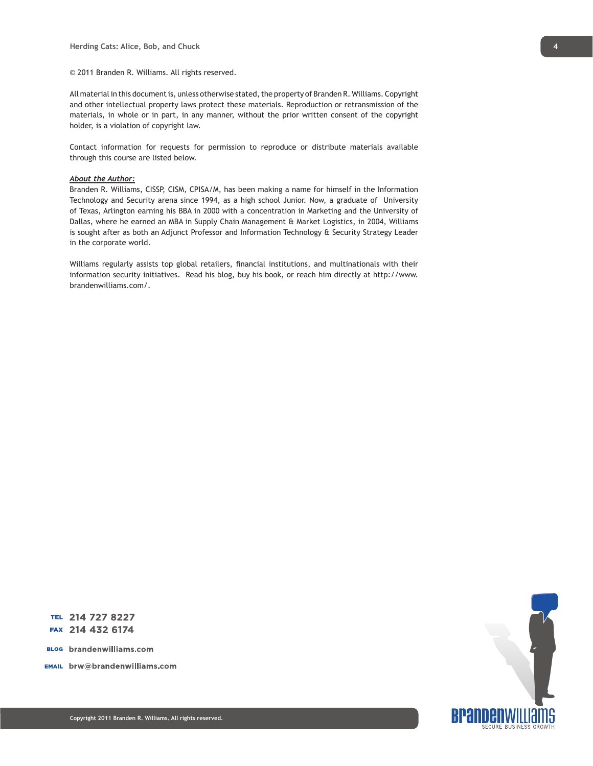© 2011 Branden R. Williams. All rights reserved.

All material in this document is, unless otherwise stated, the property of Branden R. Williams. Copyright and other intellectual property laws protect these materials. Reproduction or retransmission of the materials, in whole or in part, in any manner, without the prior written consent of the copyright holder, is a violation of copyright law.

Contact information for requests for permission to reproduce or distribute materials available through this course are listed below.

***About the Author:***

Branden R. Williams, CISSP, CISM, CPISA/M, has been making a name for himself in the Information Technology and Security arena since 1994, as a high school Junior. Now, a graduate of University of Texas, Arlington earning his BBA in 2000 with a concentration in Marketing and the University of Dallas, where he earned an MBA in Supply Chain Management & Market Logistics, in 2004, Williams is sought after as both an Adjunct Professor and Information Technology & Security Strategy Leader in the corporate world.

Williams regularly assists top global retailers, financial institutions, and multinationals with their information security initiatives. Read his blog, buy his book, or reach him directly at http://www.brandenwilliams.com/.

**TEL** 214 727 8227
**FAX** 214 432 6174

**BLOG** brandenwilliams.com

**EMAIL** brw@brandenwilliams.com

BRANDENWILLIAMS
SECURE BUSINESS GROWTH